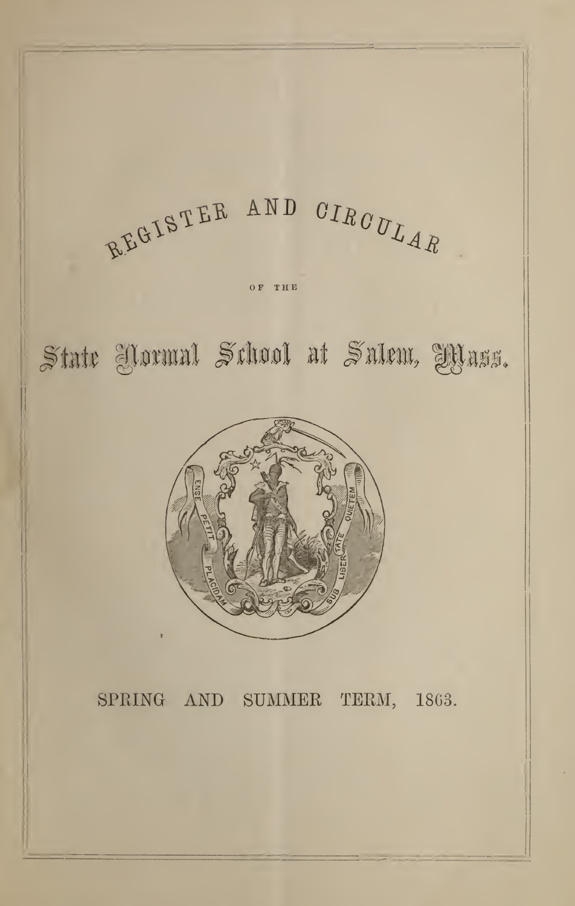# REGISTER AND CIRCULAR

OF THE

# State Normal School at Salem, Mass.

ENSE PETIT PLACIDAM SUB LIBERTATE QUIETEM

SPRING AND SUMMER TERM, 1863.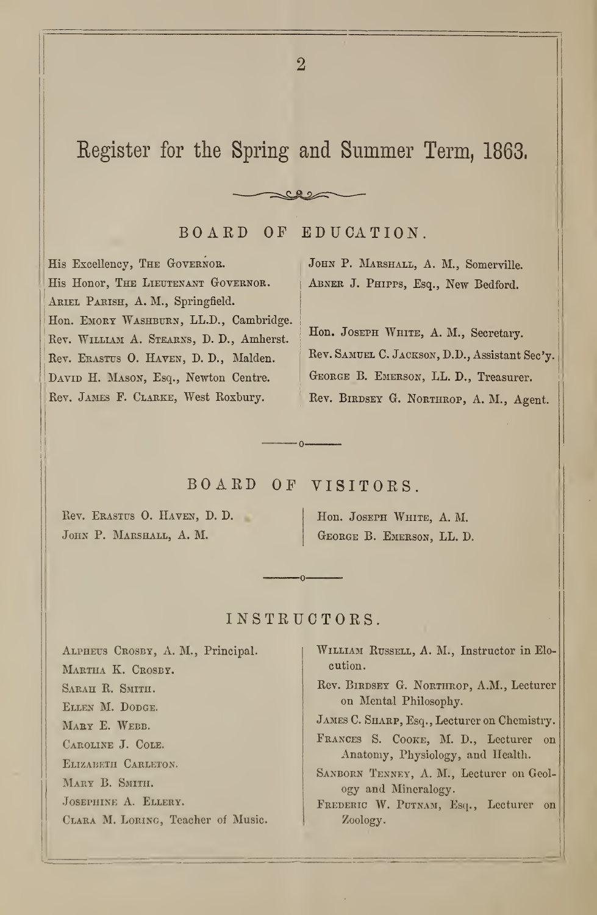# Register for the Spring and Summer Term, 1863.

## BOARD OF EDUCATION.

His Excellency, The Governor.
His Honor, The Lieutenant Governor.
Ariel Parish, A. M., Springfield.
Hon. Emory Washburn, LL.D., Cambridge.
Rev. William A. Stearns, D. D., Amherst.
Rev. Erastus O. Haven, D. D., Malden.
David H. Mason, Esq., Newton Centre.
Rev. James F. Clarke, West Roxbury.
John P. Marshall, A. M., Somerville.
Abner J. Phipps, Esq., New Bedford.

Hon. Joseph White, A. M., Secretary.
Rev. Samuel C. Jackson, D.D., Assistant Sec'y.
George B. Emerson, LL. D., Treasurer.
Rev. Birdsey G. Northrop, A. M., Agent.

## BOARD OF VISITORS.

Rev. Erastus O. Haven, D. D.
John P. Marshall, A. M.
Hon. Joseph White, A. M.
George B. Emerson, LL. D.

## INSTRUCTORS.

Alpheus Crosby, A. M., Principal.
Martha K. Crosby.
Sarah R. Smith.
Ellen M. Dodge.
Mary E. Webb.
Caroline J. Cole.
Elizabeth Carleton.
Mary B. Smith.
Josephine A. Ellery.
Clara M. Loring, Teacher of Music.
William Russell, A. M., Instructor in Elocution.
Rev. Birdsey G. Northrop, A.M., Lecturer on Mental Philosophy.
James C. Sharp, Esq., Lecturer on Chemistry.
Frances S. Cooke, M. D., Lecturer on Anatomy, Physiology, and Health.
Sanborn Tenney, A. M., Lecturer on Geology and Mineralogy.
Frederic W. Putnam, Esq., Lecturer on Zoology.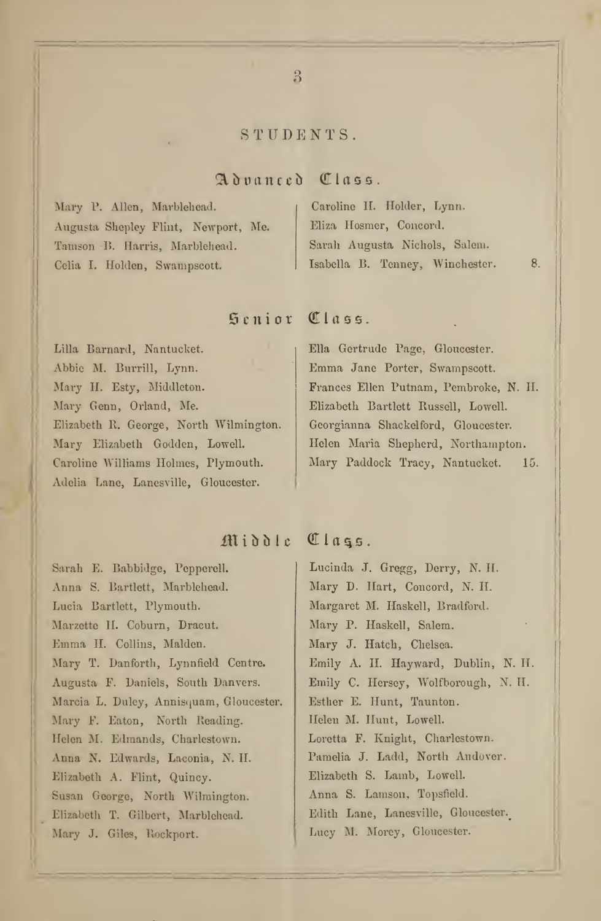# STUDENTS.

## Advanced Class.

Mary P. Allen, Marblehead.
Augusta Shepley Flint, Newport, Me.
Tamson B. Harris, Marblehead.
Celia I. Holden, Swampscott.
Caroline H. Holder, Lynn.
Eliza Hosmer, Concord.
Sarah Augusta Nichols, Salem.
Isabella B. Tenney, Winchester. 8.

## Senior Class.

Lilla Barnard, Nantucket.
Abbie M. Burrill, Lynn.
Mary H. Esty, Middleton.
Mary Genn, Orland, Me.
Elizabeth R. George, North Wilmington.
Mary Elizabeth Godden, Lowell.
Caroline Williams Holmes, Plymouth.
Adelia Lane, Lanesville, Gloucester.
Ella Gertrude Page, Gloucester.
Emma Jane Porter, Swampscott.
Frances Ellen Putnam, Pembroke, N. H.
Elizabeth Bartlett Russell, Lowell.
Georgianna Shackelford, Gloucester.
Helen Maria Shepherd, Northampton.
Mary Paddock Tracy, Nantucket. 15.

## Middle Class.

Sarah E. Babbidge, Pepperell.
Anna S. Bartlett, Marblehead.
Lucia Bartlett, Plymouth.
Marzette H. Coburn, Dracut.
Emma H. Collins, Malden.
Mary T. Danforth, Lynnfield Centre.
Augusta F. Daniels, South Danvers.
Marcia L. Duley, Annisquam, Gloucester.
Mary F. Eaton, North Reading.
Helen M. Edmands, Charlestown.
Anna N. Edwards, Laconia, N. H.
Elizabeth A. Flint, Quincy.
Susan George, North Wilmington.
Elizabeth T. Gilbert, Marblehead.
Mary J. Giles, Rockport.
Lucinda J. Gregg, Derry, N. H.
Mary D. Hart, Concord, N. H.
Margaret M. Haskell, Bradford.
Mary P. Haskell, Salem.
Mary J. Hatch, Chelsea.
Emily A. H. Hayward, Dublin, N. H.
Emily C. Hersey, Wolfborough, N. H.
Esther E. Hunt, Taunton.
Helen M. Hunt, Lowell.
Loretta F. Knight, Charlestown.
Pamelia J. Ladd, North Andover.
Elizabeth S. Lamb, Lowell.
Anna S. Lamson, Topsfield.
Edith Lane, Lanesville, Gloucester.
Lucy M. Morey, Gloucester.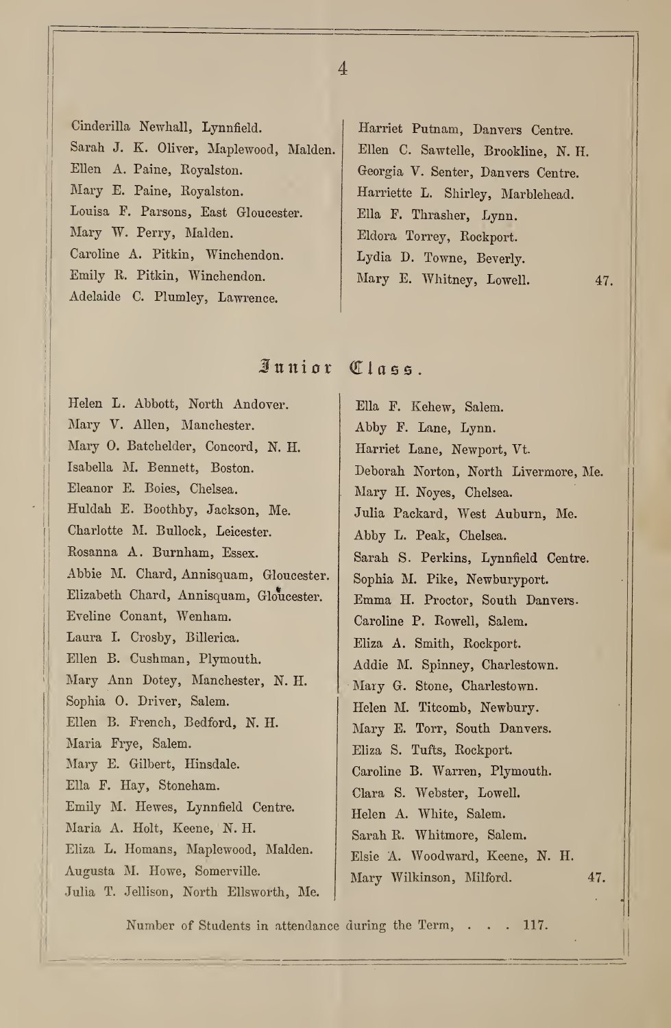Cinderilla Newhall, Lynnfield.
Sarah J. K. Oliver, Maplewood, Malden.
Ellen A. Paine, Royalston.
Mary E. Paine, Royalston.
Louisa F. Parsons, East Gloucester.
Mary W. Perry, Malden.
Caroline A. Pitkin, Winchendon.
Emily R. Pitkin, Winchendon.
Adelaide C. Plumley, Lawrence.
Harriet Putnam, Danvers Centre.
Ellen C. Sawtelle, Brookline, N. H.
Georgia V. Senter, Danvers Centre.
Harriette L. Shirley, Marblehead.
Ella F. Thrasher, Lynn.
Eldora Torrey, Rockport.
Lydia D. Towne, Beverly.
Mary E. Whitney, Lowell. 47.

## Junior Class.

Helen L. Abbott, North Andover.
Mary V. Allen, Manchester.
Mary O. Batchelder, Concord, N. H.
Isabella M. Bennett, Boston.
Eleanor E. Boies, Chelsea.
Huldah E. Boothby, Jackson, Me.
Charlotte M. Bullock, Leicester.
Rosanna A. Burnham, Essex.
Abbie M. Chard, Annisquam, Gloucester.
Elizabeth Chard, Annisquam, Gloucester.
Eveline Conant, Wenham.
Laura I. Crosby, Billerica.
Ellen B. Cushman, Plymouth.
Mary Ann Dotey, Manchester, N. H.
Sophia O. Driver, Salem.
Ellen B. French, Bedford, N. H.
Maria Frye, Salem.
Mary E. Gilbert, Hinsdale.
Ella F. Hay, Stoneham.
Emily M. Hewes, Lynnfield Centre.
Maria A. Holt, Keene, N. H.
Eliza L. Homans, Maplewood, Malden.
Augusta M. Howe, Somerville.
Julia T. Jellison, North Ellsworth, Me.
Ella F. Kehew, Salem.
Abby F. Lane, Lynn.
Harriet Lane, Newport, Vt.
Deborah Norton, North Livermore, Me.
Mary H. Noyes, Chelsea.
Julia Packard, West Auburn, Me.
Abby L. Peak, Chelsea.
Sarah S. Perkins, Lynnfield Centre.
Sophia M. Pike, Newburyport.
Emma H. Proctor, South Danvers.
Caroline P. Rowell, Salem.
Eliza A. Smith, Rockport.
Addie M. Spinney, Charlestown.
Mary G. Stone, Charlestown.
Helen M. Titcomb, Newbury.
Mary E. Torr, South Danvers.
Eliza S. Tufts, Rockport.
Caroline B. Warren, Plymouth.
Clara S. Webster, Lowell.
Helen A. White, Salem.
Sarah R. Whitmore, Salem.
Elsie A. Woodward, Keene, N. H.
Mary Wilkinson, Milford. 47.

Number of Students in attendance during the Term, . . . 117.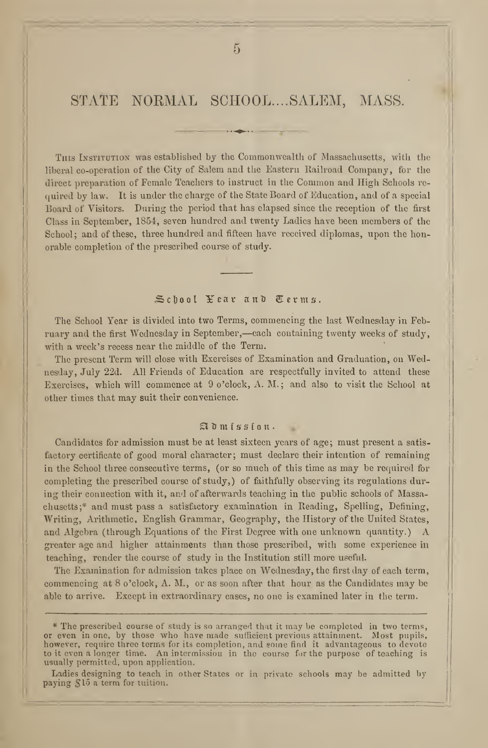# STATE NORMAL SCHOOL....SALEM, MASS.

This Institution was established by the Commonwealth of Massachusetts, with the liberal co-operation of the City of Salem and the Eastern Railroad Company, for the direct preparation of Female Teachers to instruct in the Common and High Schools required by law. It is under the charge of the State Board of Education, and of a special Board of Visitors. During the period that has elapsed since the reception of the first Class in September, 1854, seven hundred and twenty Ladies have been members of the School; and of these, three hundred and fifteen have received diplomas, upon the honorable completion of the prescribed course of study.

## School Year and Terms.

The School Year is divided into two Terms, commencing the last Wednesday in February and the first Wednesday in September,—each containing twenty weeks of study, with a week's recess near the middle of the Term.

The present Term will close with Exercises of Examination and Graduation, on Wednesday, July 22d. All Friends of Education are respectfully invited to attend these Exercises, which will commence at 9 o'clock, A. M.; and also to visit the School at other times that may suit their convenience.

## Admission.

Candidates for admission must be at least sixteen years of age; must present a satisfactory certificate of good moral character; must declare their intention of remaining in the School three consecutive terms, (or so much of this time as may be required for completing the prescribed course of study,) of faithfully observing its regulations during their connection with it, and of afterwards teaching in the public schools of Massachusetts;* and must pass a satisfactory examination in Reading, Spelling, Defining, Writing, Arithmetic, English Grammar, Geography, the History of the United States, and Algebra (through Equations of the First Degree with one unknown quantity.) A greater age and higher attainments than those prescribed, with some experience in teaching, render the course of study in the Institution still more useful.

The Examination for admission takes place on Wednesday, the first day of each term, commencing at 8 o'clock, A. M., or as soon after that hour as the Candidates may be able to arrive. Except in extraordinary cases, no one is examined later in the term.

---

\* The prescribed course of study is so arranged that it may be completed in two terms, or even in one, by those who have made sufficient previous attainment. Most pupils, however, require three terms for its completion, and some find it advantageous to devote to it even a longer time. An intermission in the course for the purpose of teaching is usually permitted, upon application.

Ladies designing to teach in other States or in private schools may be admitted by paying $15 a term for tuition.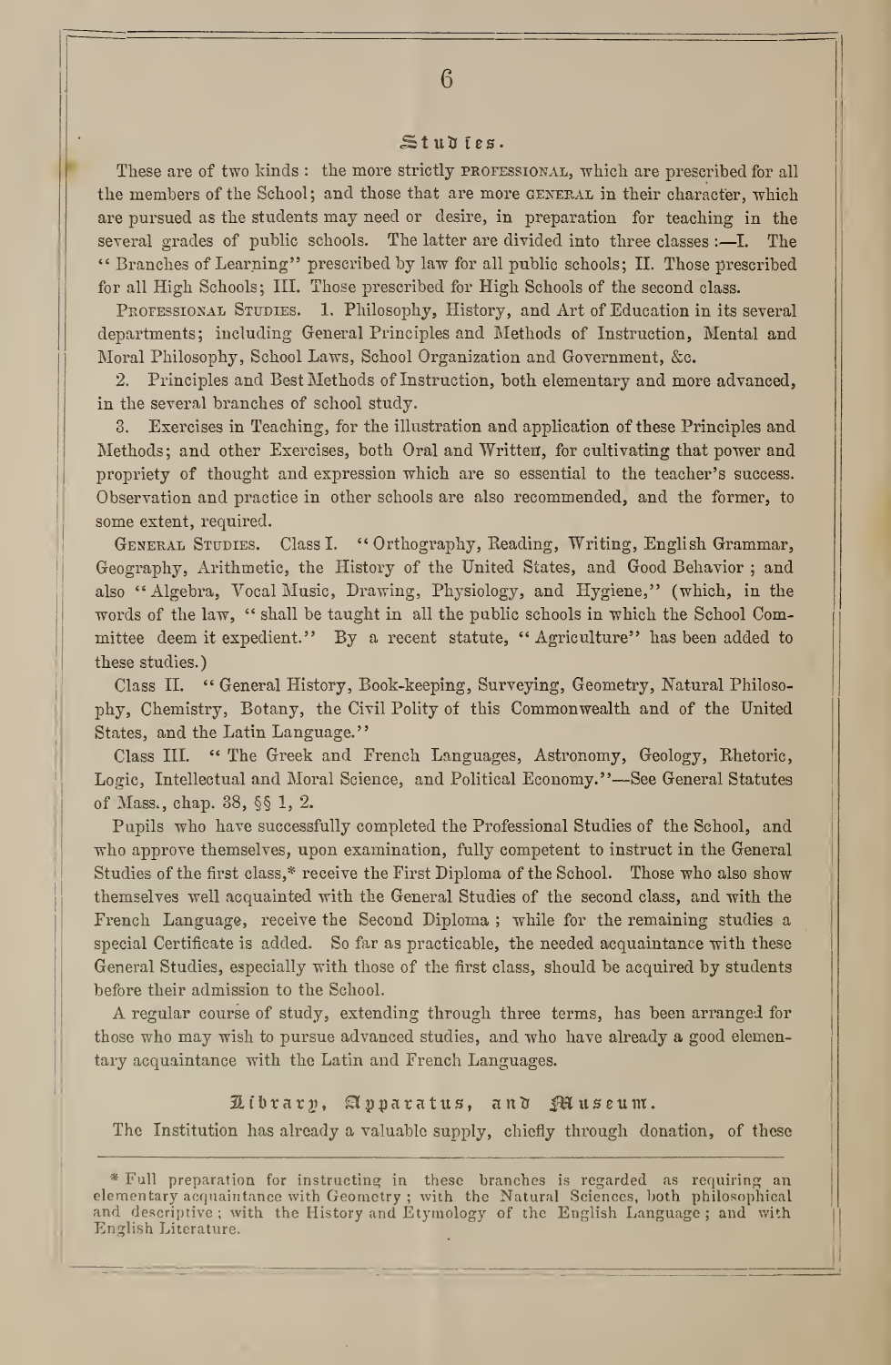## Studies.

These are of two kinds: the more strictly PROFESSIONAL, which are prescribed for all the members of the School; and those that are more GENERAL in their character, which are pursued as the students may need or desire, in preparation for teaching in the several grades of public schools. The latter are divided into three classes :—I. The "Branches of Learning" prescribed by law for all public schools; II. Those prescribed for all High Schools; III. Those prescribed for High Schools of the second class.

PROFESSIONAL STUDIES. 1. Philosophy, History, and Art of Education in its several departments; including General Principles and Methods of Instruction, Mental and Moral Philosophy, School Laws, School Organization and Government, &c.

2. Principles and Best Methods of Instruction, both elementary and more advanced, in the several branches of school study.

3. Exercises in Teaching, for the illustration and application of these Principles and Methods; and other Exercises, both Oral and Written, for cultivating that power and propriety of thought and expression which are so essential to the teacher's success. Observation and practice in other schools are also recommended, and the former, to some extent, required.

GENERAL STUDIES. Class I. "Orthography, Reading, Writing, English Grammar, Geography, Arithmetic, the History of the United States, and Good Behavior; and also "Algebra, Vocal Music, Drawing, Physiology, and Hygiene," (which, in the words of the law, "shall be taught in all the public schools in which the School Committee deem it expedient." By a recent statute, "Agriculture" has been added to these studies.)

Class II. "General History, Book-keeping, Surveying, Geometry, Natural Philosophy, Chemistry, Botany, the Civil Polity of this Commonwealth and of the United States, and the Latin Language."

Class III. "The Greek and French Languages, Astronomy, Geology, Rhetoric, Logic, Intellectual and Moral Science, and Political Economy."—See General Statutes of Mass., chap. 38, §§ 1, 2.

Pupils who have successfully completed the Professional Studies of the School, and who approve themselves, upon examination, fully competent to instruct in the General Studies of the first class,* receive the First Diploma of the School. Those who also show themselves well acquainted with the General Studies of the second class, and with the French Language, receive the Second Diploma; while for the remaining studies a special Certificate is added. So far as practicable, the needed acquaintance with these General Studies, especially with those of the first class, should be acquired by students before their admission to the School.

A regular course of study, extending through three terms, has been arranged for those who may wish to pursue advanced studies, and who have already a good elementary acquaintance with the Latin and French Languages.

## Library, Apparatus, and Museum.

The Institution has already a valuable supply, chiefly through donation, of these

* Full preparation for instructing in these branches is regarded as requiring an elementary acquaintance with Geometry; with the Natural Sciences, both philosophical and descriptive; with the History and Etymology of the English Language; and with English Literature.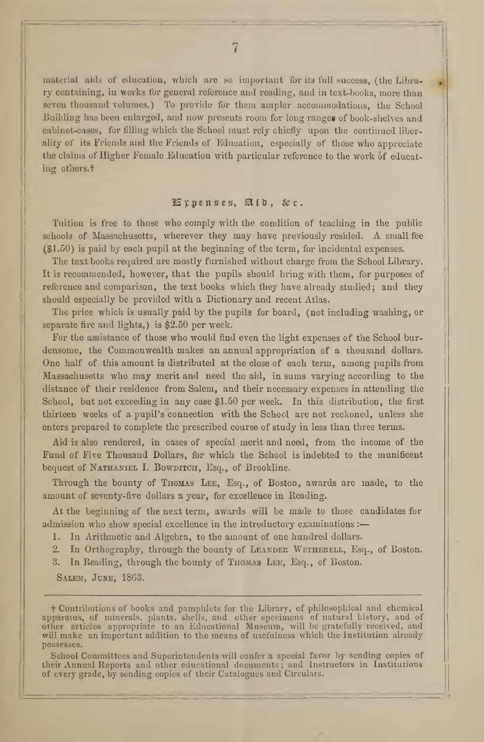material aids of education, which are so important for its full success, (the Library containing, in works for general reference and reading, and in text-books, more than seven thousand volumes.) To provide for them ampler accommodations, the School Building has been enlarged, and now presents room for long ranges of book-shelves and cabinet-cases, for filling which the School must rely chiefly upon the continued liberality of its Friends and the Friends of Education, especially of those who appreciate the claims of Higher Female Education with particular reference to the work of educating others.†

## Expenses, Aid, &c.

Tuition is free to those who comply with the condition of teaching in the public schools of Massachusetts, wherever they may have previously resided. A small fee ($1.50) is paid by each pupil at the beginning of the term, for incidental expenses.

The text books required are mostly furnished without charge from the School Library. It is recommended, however, that the pupils should bring with them, for purposes of reference and comparison, the text books which they have already studied; and they should especially be provided with a Dictionary and recent Atlas.

The price which is usually paid by the pupils for board, (not including washing, or separate fire and lights,) is $2.50 per week.

For the assistance of those who would find even the light expenses of the School burdensome, the Commonwealth makes an annual appropriation of a thousand dollars. One half of this amount is distributed at the close of each term, among pupils from Massachusetts who may merit and need the aid, in sums varying according to the distance of their residence from Salem, and their necessary expenses in attending the School, but not exceeding in any case $1.50 per week. In this distribution, the first thirteen weeks of a pupil's connection with the School are not reckoned, unless she enters prepared to complete the prescribed course of study in less than three terms.

Aid is also rendered, in cases of special merit and need, from the income of the Fund of Five Thousand Dollars, for which the School is indebted to the munificent bequest of Nathaniel I. Bowditch, Esq., of Brookline.

Through the bounty of Thomas Lee, Esq., of Boston, awards are made, to the amount of seventy-five dollars a year, for excellence in Reading.

At the beginning of the next term, awards will be made to those candidates for admission who show special excellence in the introductory examinations :—

1. In Arithmetic and Algebra, to the amount of one hundred dollars.
2. In Orthography, through the bounty of Leander Wetherell, Esq., of Boston.
3. In Reading, through the bounty of Thomas Lee, Esq., of Boston.

Salem, June, 1863.

---

† Contributions of books and pamphlets for the Library, of philosophical and chemical apparatus, of minerals, plants, shells, and other specimens of natural history, and of other articles appropriate to an Educational Museum, will be gratefully received, and will make an important addition to the means of usefulness which the Institution already possesses.

School Committees and Superintendents will confer a special favor by sending copies of their Annual Reports and other educational documents; and Instructors in Institutions of every grade, by sending copies of their Catalogues and Circulars.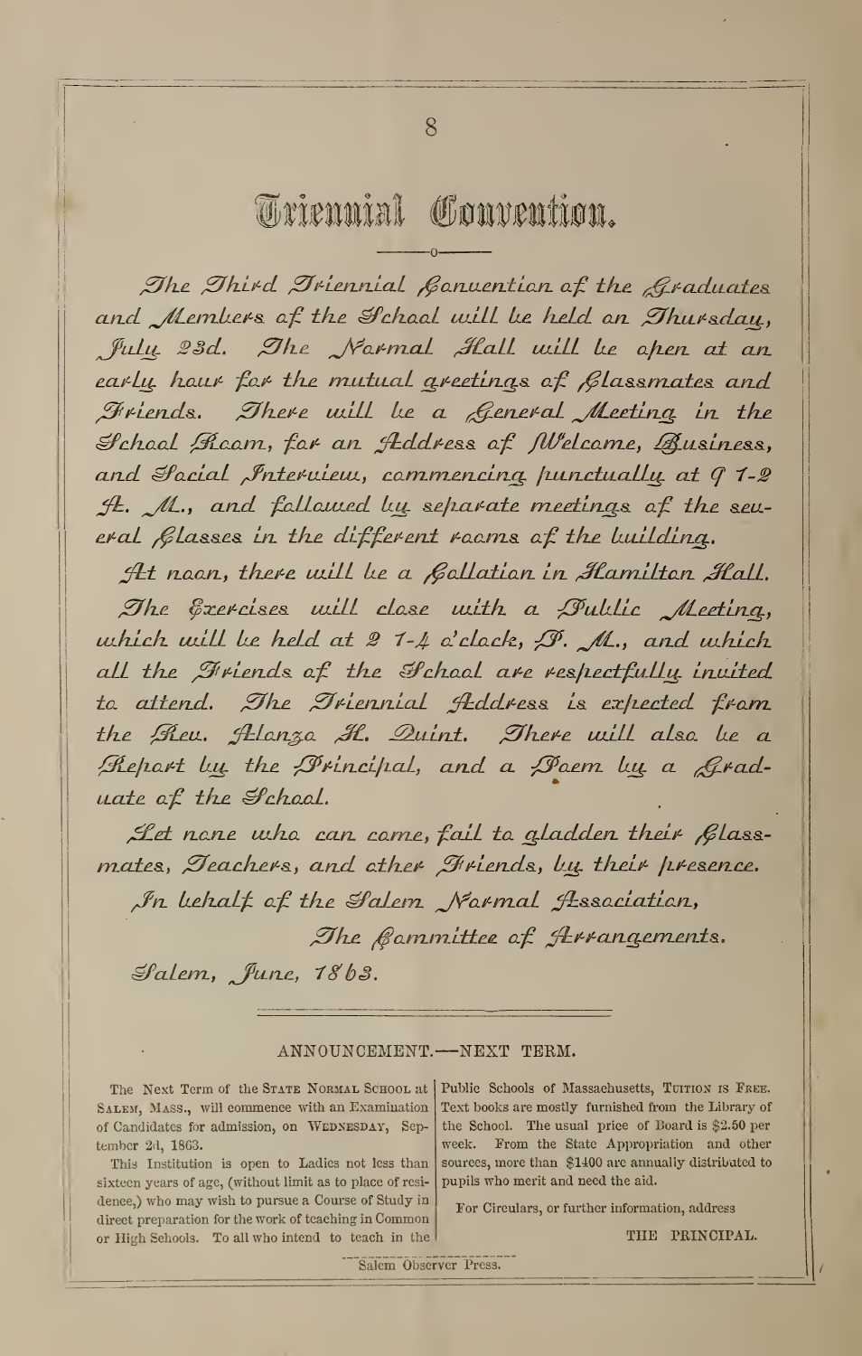# Triennial Convention.

The Third Triennial Convention of the Graduates and Members of the School will be held on Thursday, July 23d. The Normal Hall will be open at an early hour for the mutual greetings of Classmates and Friends. There will be a General Meeting in the School Room, for an Address of Welcome, Business, and Social Interview, commencing punctually at 9 1-2 A. M., and followed by separate meetings of the several Classes in the different rooms of the building.

At noon, there will be a Collation in Hamilton Hall.

The Exercises will close with a Public Meeting, which will be held at 2 1-4 o'clock, P. M., and which all the Friends of the School are respectfully invited to attend. The Triennial Address is expected from the Rev. Alonzo H. Quint. There will also be a Report by the Principal, and a Poem by a Graduate of the School.

Let none who can come, fail to gladden their Classmates, Teachers, and other Friends, by their presence.

In behalf of the Salem Normal Association,

The Committee of Arrangements.

Salem, June, 1863.

---

ANNOUNCEMENT.—NEXT TERM.

The Next Term of the STATE NORMAL SCHOOL at SALEM, MASS., will commence with an Examination of Candidates for admission, on WEDNESDAY, September 2d, 1863.

This Institution is open to Ladies not less than sixteen years of age, (without limit as to place of residence,) who may wish to pursue a Course of Study in direct preparation for the work of teaching in Common or High Schools. To all who intend to teach in the Public Schools of Massachusetts, TUITION IS FREE. Text books are mostly furnished from the Library of the School. The usual price of Board is $2.50 per week. From the State Appropriation and other sources, more than $1400 are annually distributed to pupils who merit and need the aid.

For Circulars, or further information, address

THE PRINCIPAL.

Salem Observer Press.